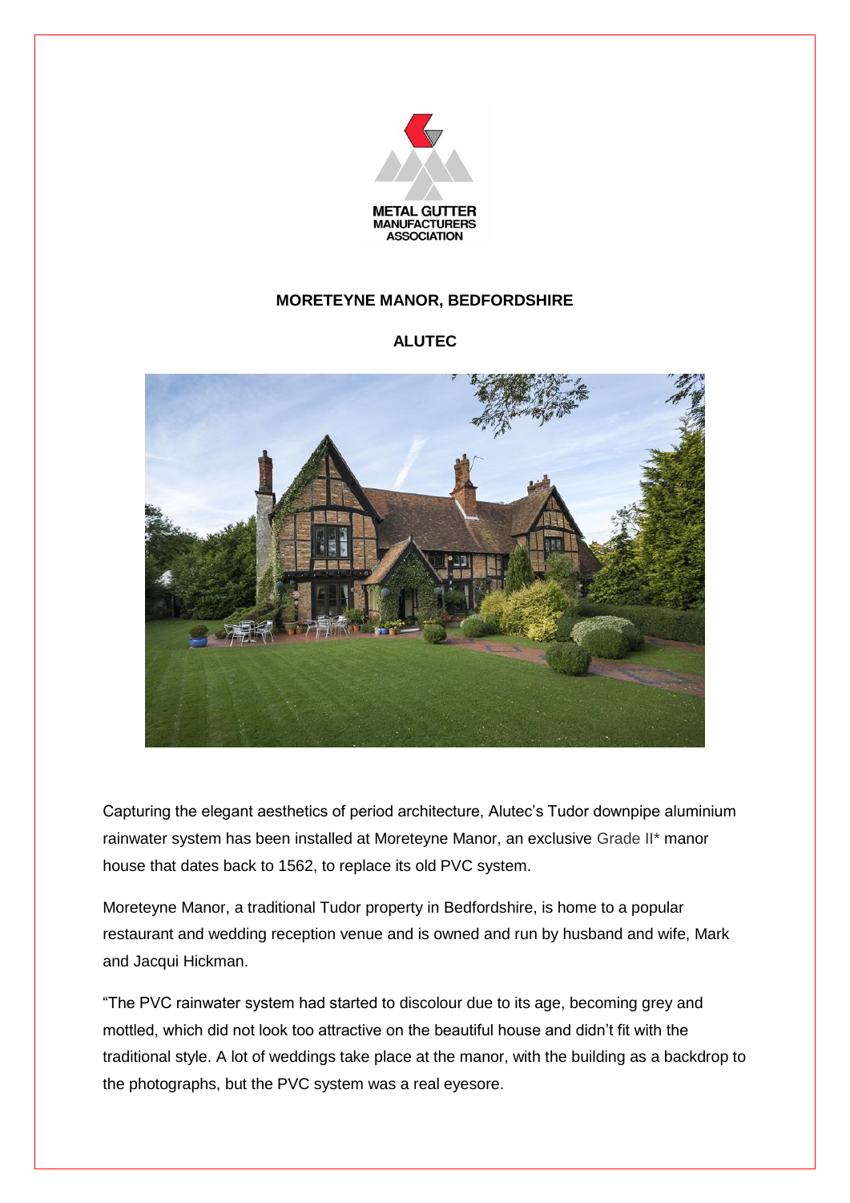# MORETEYNE MANOR, BEDFORDSHIRE

## ALUTEC

Capturing the elegant aesthetics of period architecture, Alutec's Tudor downpipe aluminium rainwater system has been installed at Moreteyne Manor, an exclusive Grade II* manor house that dates back to 1562, to replace its old PVC system.

Moreteyne Manor, a traditional Tudor property in Bedfordshire, is home to a popular restaurant and wedding reception venue and is owned and run by husband and wife, Mark and Jacqui Hickman.

"The PVC rainwater system had started to discolour due to its age, becoming grey and mottled, which did not look too attractive on the beautiful house and didn't fit with the traditional style. A lot of weddings take place at the manor, with the building as a backdrop to the photographs, but the PVC system was a real eyesore.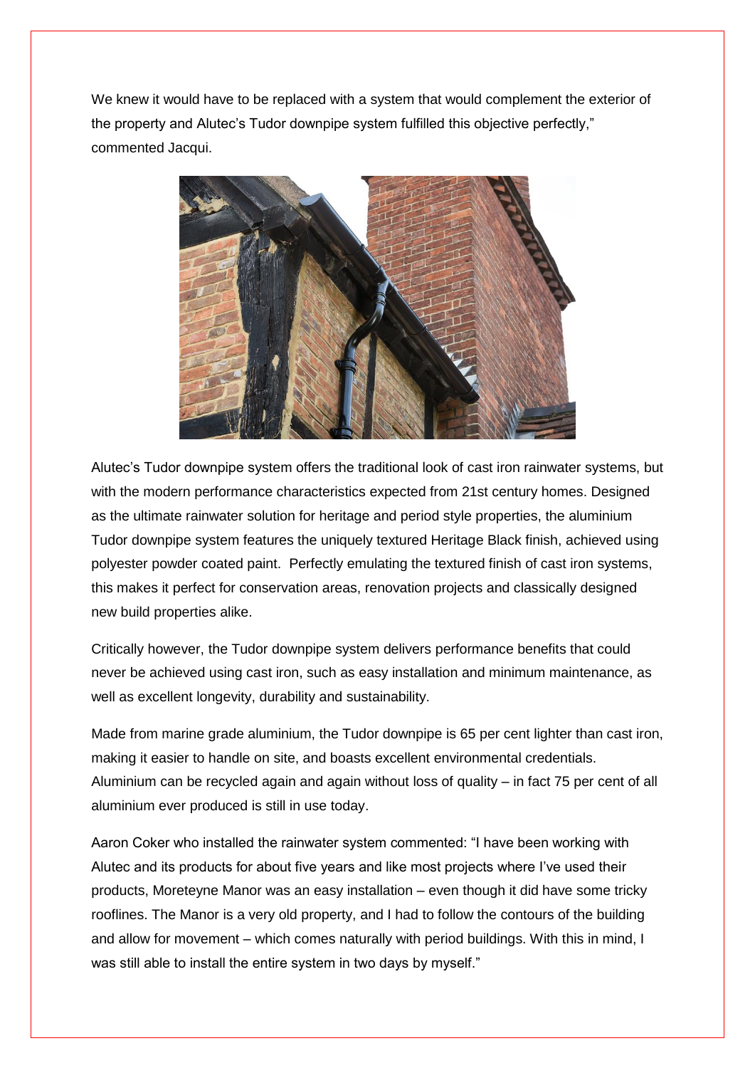We knew it would have to be replaced with a system that would complement the exterior of the property and Alutec's Tudor downpipe system fulfilled this objective perfectly," commented Jacqui.

Alutec's Tudor downpipe system offers the traditional look of cast iron rainwater systems, but with the modern performance characteristics expected from 21st century homes. Designed as the ultimate rainwater solution for heritage and period style properties, the aluminium Tudor downpipe system features the uniquely textured Heritage Black finish, achieved using polyester powder coated paint. Perfectly emulating the textured finish of cast iron systems, this makes it perfect for conservation areas, renovation projects and classically designed new build properties alike.

Critically however, the Tudor downpipe system delivers performance benefits that could never be achieved using cast iron, such as easy installation and minimum maintenance, as well as excellent longevity, durability and sustainability.

Made from marine grade aluminium, the Tudor downpipe is 65 per cent lighter than cast iron, making it easier to handle on site, and boasts excellent environmental credentials. Aluminium can be recycled again and again without loss of quality – in fact 75 per cent of all aluminium ever produced is still in use today.

Aaron Coker who installed the rainwater system commented: "I have been working with Alutec and its products for about five years and like most projects where I've used their products, Moreteyne Manor was an easy installation – even though it did have some tricky rooflines. The Manor is a very old property, and I had to follow the contours of the building and allow for movement – which comes naturally with period buildings. With this in mind, I was still able to install the entire system in two days by myself."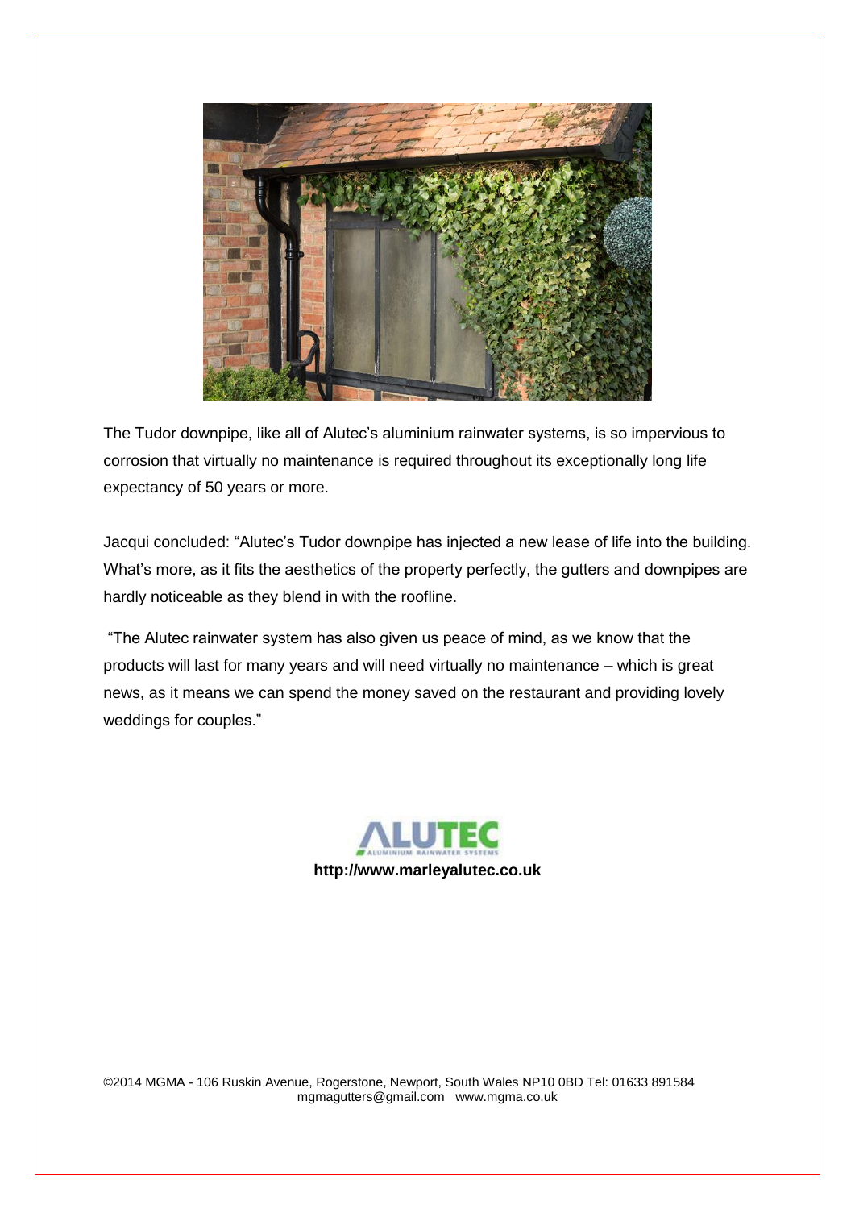The Tudor downpipe, like all of Alutec's aluminium rainwater systems, is so impervious to corrosion that virtually no maintenance is required throughout its exceptionally long life expectancy of 50 years or more.

Jacqui concluded: "Alutec's Tudor downpipe has injected a new lease of life into the building. What's more, as it fits the aesthetics of the property perfectly, the gutters and downpipes are hardly noticeable as they blend in with the roofline.

"The Alutec rainwater system has also given us peace of mind, as we know that the products will last for many years and will need virtually no maintenance – which is great news, as it means we can spend the money saved on the restaurant and providing lovely weddings for couples."

ALUTEC
ALUMINIUM RAINWATER SYSTEMS

**http://www.marleyalutec.co.uk**

©2014 MGMA - 106 Ruskin Avenue, Rogerstone, Newport, South Wales NP10 0BD Tel: 01633 891584
mgmagutters@gmail.com www.mgma.co.uk